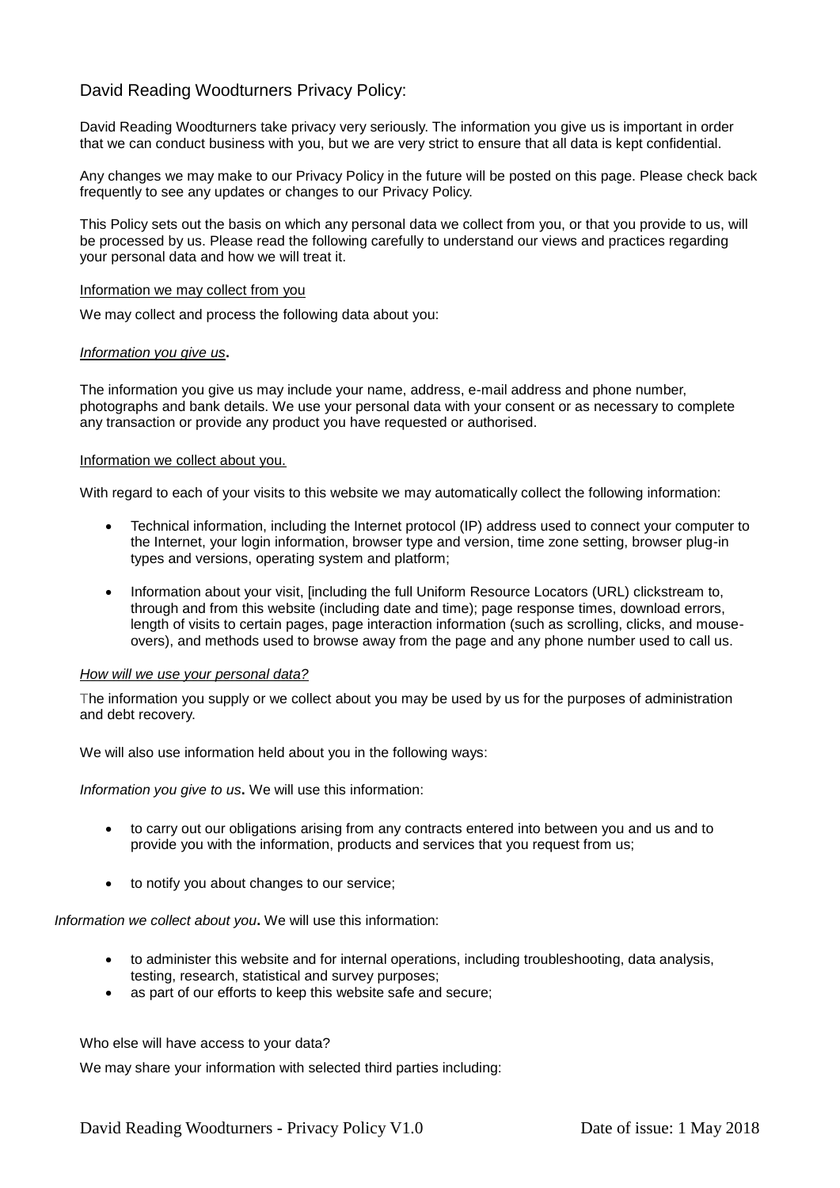# David Reading Woodturners Privacy Policy:

David Reading Woodturners take privacy very seriously. The information you give us is important in order that we can conduct business with you, but we are very strict to ensure that all data is kept confidential.

Any changes we may make to our Privacy Policy in the future will be posted on this page. Please check back frequently to see any updates or changes to our Privacy Policy.

This Policy sets out the basis on which any personal data we collect from you, or that you provide to us, will be processed by us. Please read the following carefully to understand our views and practices regarding your personal data and how we will treat it.

## Information we may collect from you

We may collect and process the following data about you:

### *Information you give us***.**

The information you give us may include your name, address, e-mail address and phone number, photographs and bank details. We use your personal data with your consent or as necessary to complete any transaction or provide any product you have requested or authorised.

## Information we collect about you.

With regard to each of your visits to this website we may automatically collect the following information:

- Technical information, including the Internet protocol (IP) address used to connect your computer to the Internet, your login information, browser type and version, time zone setting, browser plug-in types and versions, operating system and platform;
- Information about your visit, [including the full Uniform Resource Locators (URL) clickstream to, through and from this website (including date and time); page response times, download errors, length of visits to certain pages, page interaction information (such as scrolling, clicks, and mouse-overs), and methods used to browse away from the page and any phone number used to call us.

### *How will we use your personal data?*

The information you supply or we collect about you may be used by us for the purposes of administration and debt recovery.

We will also use information held about you in the following ways:

*Information you give to us***.** We will use this information:

- to carry out our obligations arising from any contracts entered into between you and us and to provide you with the information, products and services that you request from us;
- to notify you about changes to our service;

*Information we collect about you***.** We will use this information:

- to administer this website and for internal operations, including troubleshooting, data analysis, testing, research, statistical and survey purposes;
- as part of our efforts to keep this website safe and secure;

Who else will have access to your data?

We may share your information with selected third parties including: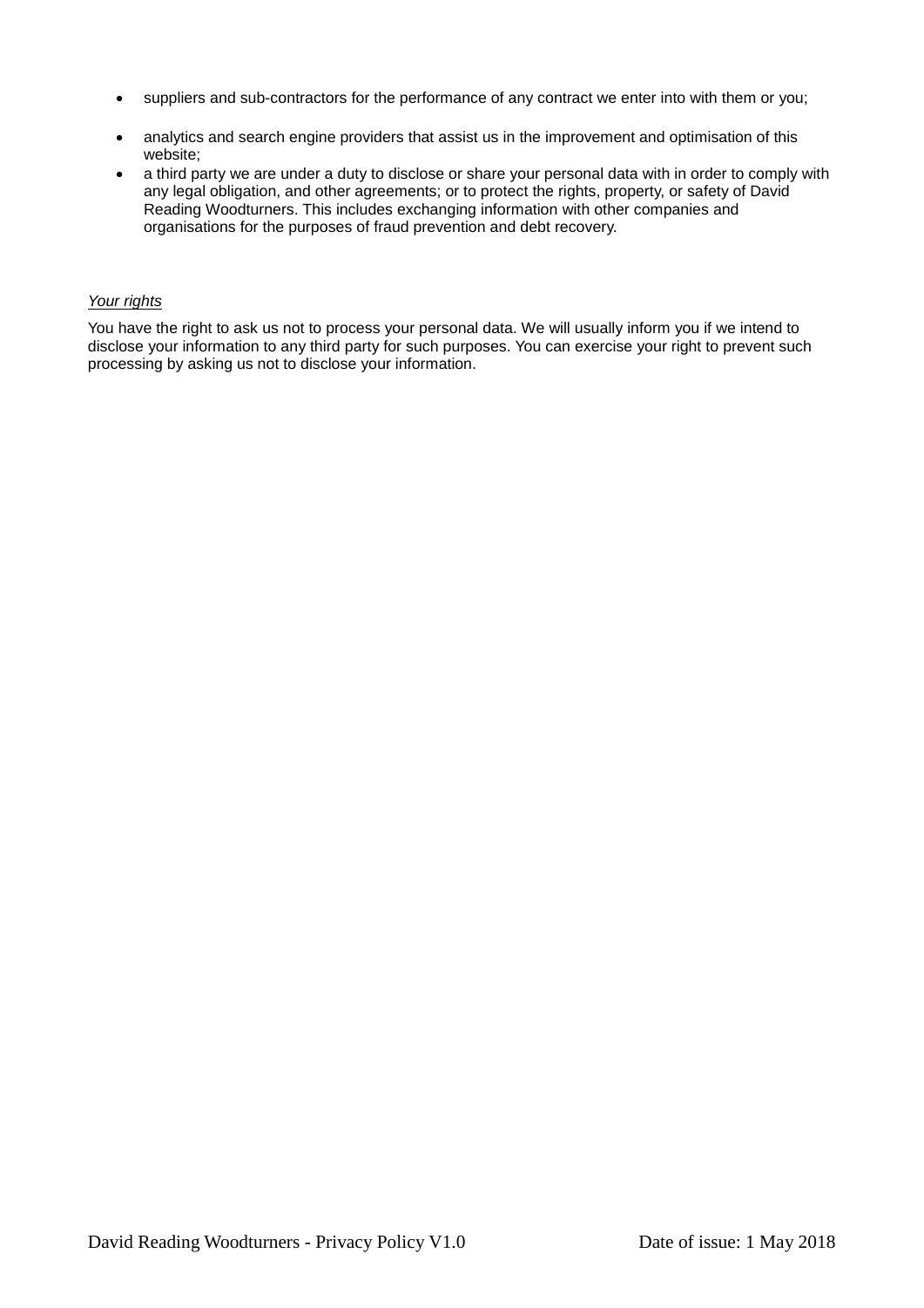- suppliers and sub-contractors for the performance of any contract we enter into with them or you;
- analytics and search engine providers that assist us in the improvement and optimisation of this website;
- a third party we are under a duty to disclose or share your personal data with in order to comply with any legal obligation, and other agreements; or to protect the rights, property, or safety of David Reading Woodturners. This includes exchanging information with other companies and organisations for the purposes of fraud prevention and debt recovery.

*Your rights*

You have the right to ask us not to process your personal data. We will usually inform you if we intend to disclose your information to any third party for such purposes. You can exercise your right to prevent such processing by asking us not to disclose your information.